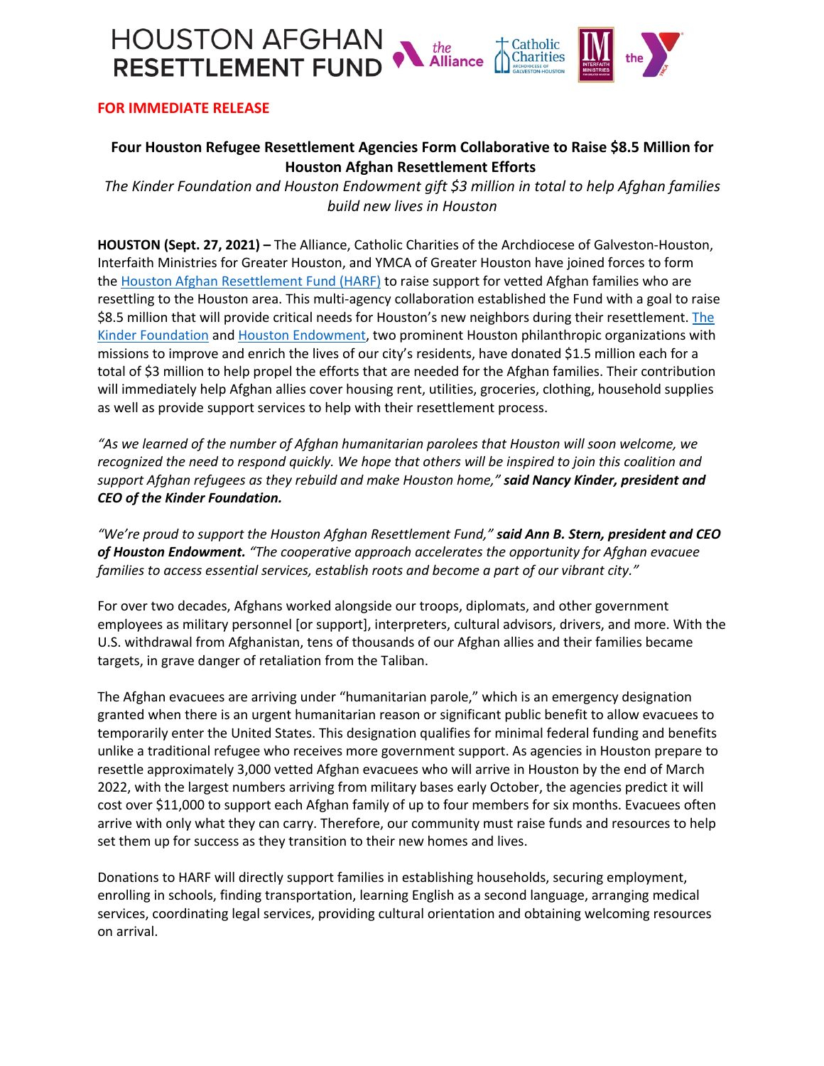# HOUSTON AFGHAN RESETTLEMENT FUND

**FOR IMMEDIATE RELEASE**

## Four Houston Refugee Resettlement Agencies Form Collaborative to Raise $8.5 Million for Houston Afghan Resettlement Efforts

*The Kinder Foundation and Houston Endowment gift $3 million in total to help Afghan families build new lives in Houston*

**HOUSTON (Sept. 27, 2021) –** The Alliance, Catholic Charities of the Archdiocese of Galveston-Houston, Interfaith Ministries for Greater Houston, and YMCA of Greater Houston have joined forces to form the Houston Afghan Resettlement Fund (HARF) to raise support for vetted Afghan families who are resettling to the Houston area. This multi-agency collaboration established the Fund with a goal to raise $8.5 million that will provide critical needs for Houston's new neighbors during their resettlement. The Kinder Foundation and Houston Endowment, two prominent Houston philanthropic organizations with missions to improve and enrich the lives of our city's residents, have donated $1.5 million each for a total of $3 million to help propel the efforts that are needed for the Afghan families. Their contribution will immediately help Afghan allies cover housing rent, utilities, groceries, clothing, household supplies as well as provide support services to help with their resettlement process.

*"As we learned of the number of Afghan humanitarian parolees that Houston will soon welcome, we recognized the need to respond quickly. We hope that others will be inspired to join this coalition and support Afghan refugees as they rebuild and make Houston home,"* ***said Nancy Kinder, president and CEO of the Kinder Foundation.***

*"We're proud to support the Houston Afghan Resettlement Fund,"* ***said Ann B. Stern, president and CEO of Houston Endowment.*** *"The cooperative approach accelerates the opportunity for Afghan evacuee families to access essential services, establish roots and become a part of our vibrant city."*

For over two decades, Afghans worked alongside our troops, diplomats, and other government employees as military personnel [or support], interpreters, cultural advisors, drivers, and more. With the U.S. withdrawal from Afghanistan, tens of thousands of our Afghan allies and their families became targets, in grave danger of retaliation from the Taliban.

The Afghan evacuees are arriving under "humanitarian parole," which is an emergency designation granted when there is an urgent humanitarian reason or significant public benefit to allow evacuees to temporarily enter the United States. This designation qualifies for minimal federal funding and benefits unlike a traditional refugee who receives more government support. As agencies in Houston prepare to resettle approximately 3,000 vetted Afghan evacuees who will arrive in Houston by the end of March 2022, with the largest numbers arriving from military bases early October, the agencies predict it will cost over $11,000 to support each Afghan family of up to four members for six months. Evacuees often arrive with only what they can carry. Therefore, our community must raise funds and resources to help set them up for success as they transition to their new homes and lives.

Donations to HARF will directly support families in establishing households, securing employment, enrolling in schools, finding transportation, learning English as a second language, arranging medical services, coordinating legal services, providing cultural orientation and obtaining welcoming resources on arrival.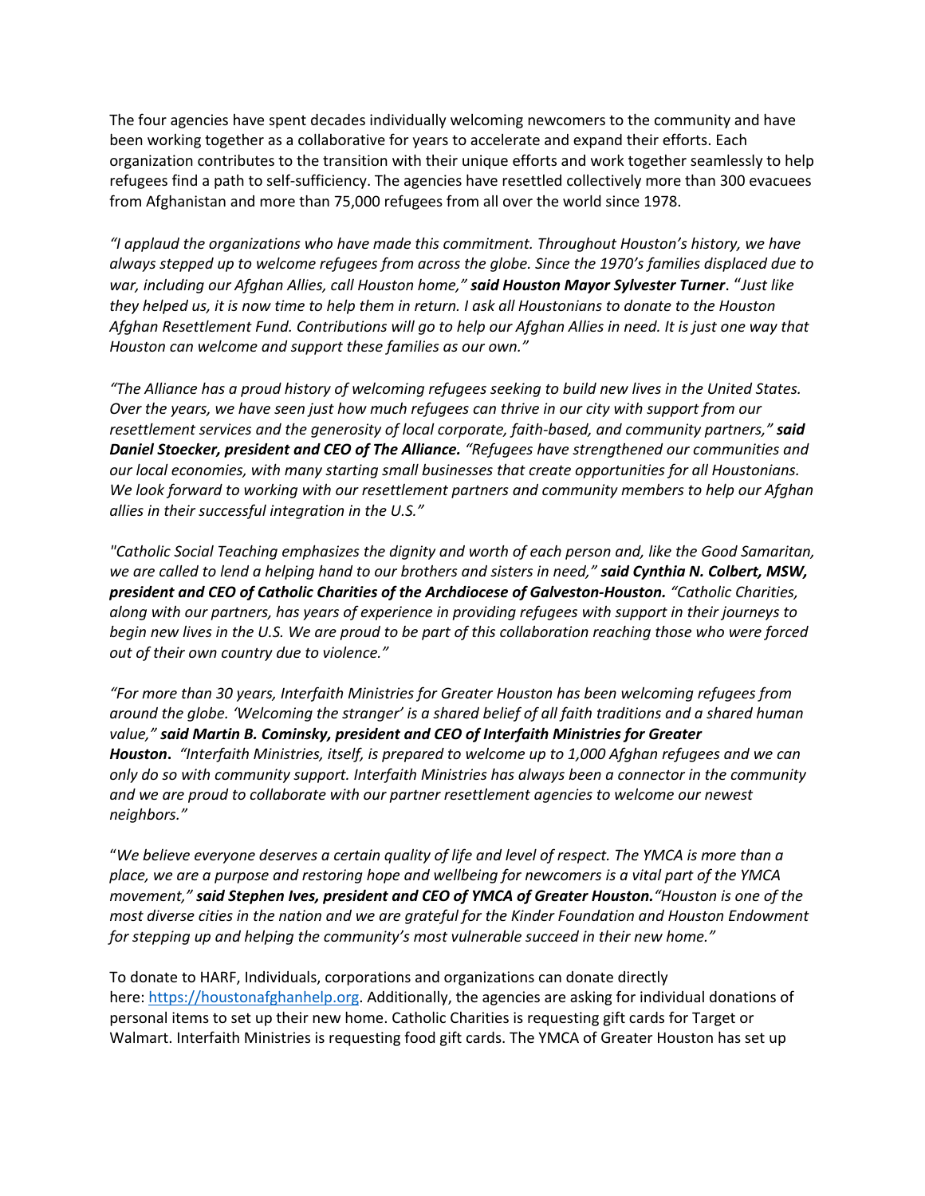The four agencies have spent decades individually welcoming newcomers to the community and have been working together as a collaborative for years to accelerate and expand their efforts. Each organization contributes to the transition with their unique efforts and work together seamlessly to help refugees find a path to self-sufficiency. The agencies have resettled collectively more than 300 evacuees from Afghanistan and more than 75,000 refugees from all over the world since 1978.

*"I applaud the organizations who have made this commitment. Throughout Houston's history, we have always stepped up to welcome refugees from across the globe. Since the 1970's families displaced due to war, including our Afghan Allies, call Houston home,"* ***said Houston Mayor Sylvester Turner***. *"Just like they helped us, it is now time to help them in return. I ask all Houstonians to donate to the Houston Afghan Resettlement Fund. Contributions will go to help our Afghan Allies in need. It is just one way that Houston can welcome and support these families as our own."*

*"The Alliance has a proud history of welcoming refugees seeking to build new lives in the United States. Over the years, we have seen just how much refugees can thrive in our city with support from our resettlement services and the generosity of local corporate, faith-based, and community partners,"* ***said Daniel Stoecker, president and CEO of The Alliance.*** *"Refugees have strengthened our communities and our local economies, with many starting small businesses that create opportunities for all Houstonians. We look forward to working with our resettlement partners and community members to help our Afghan allies in their successful integration in the U.S."*

*"Catholic Social Teaching emphasizes the dignity and worth of each person and, like the Good Samaritan, we are called to lend a helping hand to our brothers and sisters in need,"* ***said Cynthia N. Colbert, MSW, president and CEO of Catholic Charities of the Archdiocese of Galveston-Houston.*** *"Catholic Charities, along with our partners, has years of experience in providing refugees with support in their journeys to begin new lives in the U.S. We are proud to be part of this collaboration reaching those who were forced out of their own country due to violence."*

*"For more than 30 years, Interfaith Ministries for Greater Houston has been welcoming refugees from around the globe. 'Welcoming the stranger' is a shared belief of all faith traditions and a shared human value,"* ***said Martin B. Cominsky, president and CEO of Interfaith Ministries for Greater Houston.*** *"Interfaith Ministries, itself, is prepared to welcome up to 1,000 Afghan refugees and we can only do so with community support. Interfaith Ministries has always been a connector in the community and we are proud to collaborate with our partner resettlement agencies to welcome our newest neighbors."*

"*We believe everyone deserves a certain quality of life and level of respect. The YMCA is more than a place, we are a purpose and restoring hope and wellbeing for newcomers is a vital part of the YMCA movement,"* ***said Stephen Ives, president and CEO of YMCA of Greater Houston.*** *"Houston is one of the most diverse cities in the nation and we are grateful for the Kinder Foundation and Houston Endowment for stepping up and helping the community's most vulnerable succeed in their new home."*

To donate to HARF, Individuals, corporations and organizations can donate directly here: [https://houstonafghanhelp.org](https://houstonafghanhelp.org). Additionally, the agencies are asking for individual donations of personal items to set up their new home. Catholic Charities is requesting gift cards for Target or Walmart. Interfaith Ministries is requesting food gift cards. The YMCA of Greater Houston has set up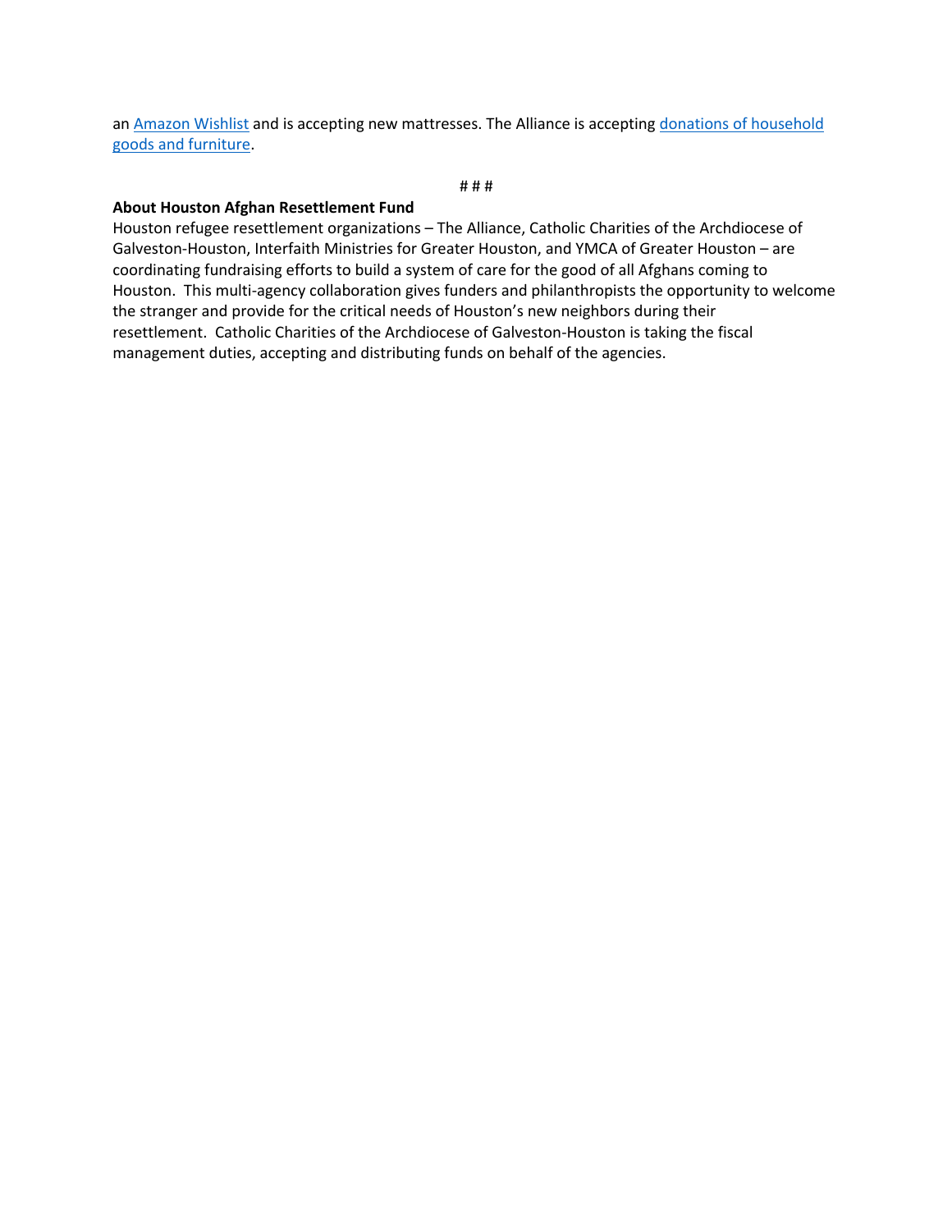an Amazon Wishlist and is accepting new mattresses. The Alliance is accepting donations of household goods and furniture.

# # #

**About Houston Afghan Resettlement Fund**

Houston refugee resettlement organizations – The Alliance, Catholic Charities of the Archdiocese of Galveston-Houston, Interfaith Ministries for Greater Houston, and YMCA of Greater Houston – are coordinating fundraising efforts to build a system of care for the good of all Afghans coming to Houston. This multi-agency collaboration gives funders and philanthropists the opportunity to welcome the stranger and provide for the critical needs of Houston's new neighbors during their resettlement. Catholic Charities of the Archdiocese of Galveston-Houston is taking the fiscal management duties, accepting and distributing funds on behalf of the agencies.